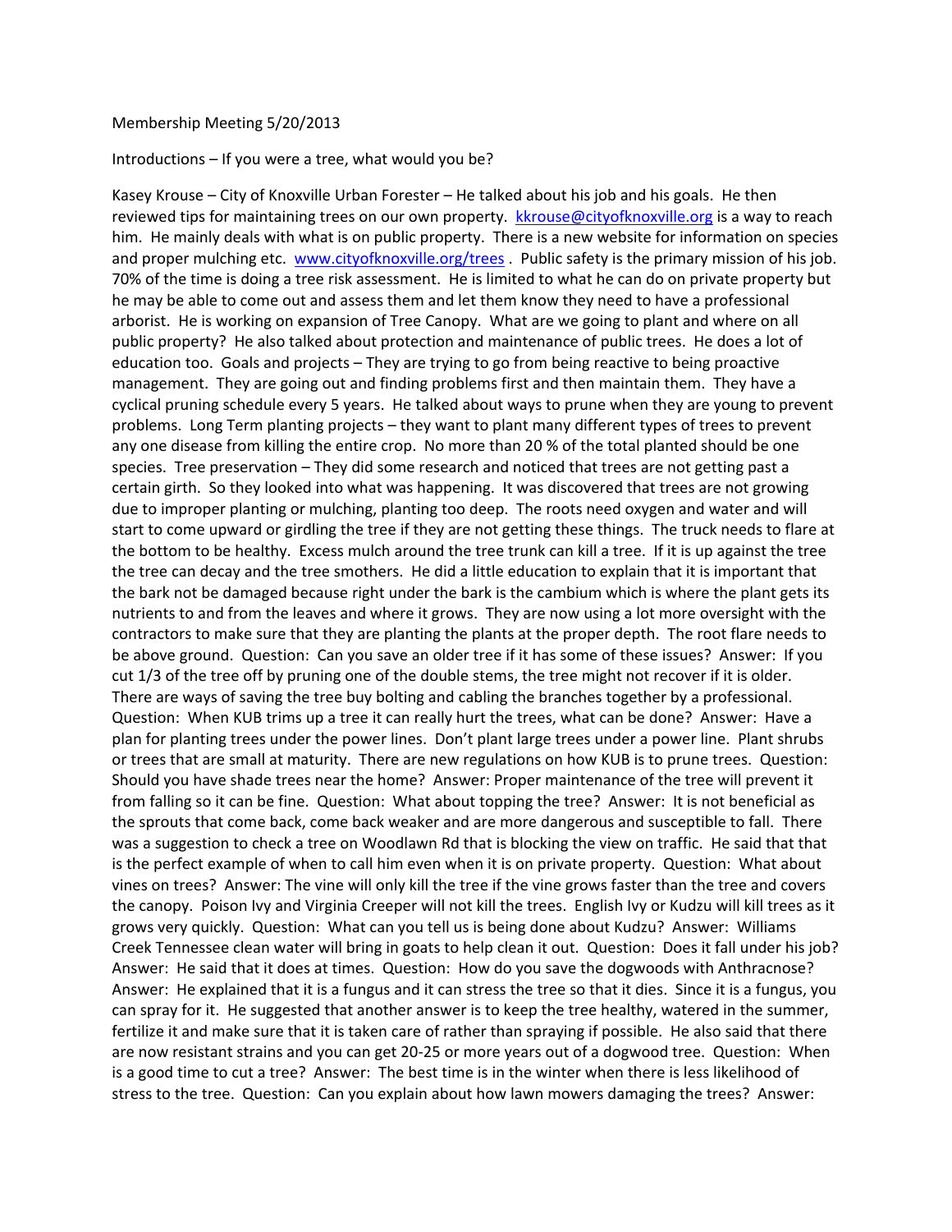Membership Meeting 5/20/2013

Introductions – If you were a tree, what would you be?

Kasey Krouse – City of Knoxville Urban Forester – He talked about his job and his goals. He then reviewed tips for maintaining trees on our own property. kkrouse@cityofknoxville.org is a way to reach him. He mainly deals with what is on public property. There is a new website for information on species and proper mulching etc. www.cityofknoxville.org/trees . Public safety is the primary mission of his job. 70% of the time is doing a tree risk assessment. He is limited to what he can do on private property but he may be able to come out and assess them and let them know they need to have a professional arborist. He is working on expansion of Tree Canopy. What are we going to plant and where on all public property? He also talked about protection and maintenance of public trees. He does a lot of education too. Goals and projects – They are trying to go from being reactive to being proactive management. They are going out and finding problems first and then maintain them. They have a cyclical pruning schedule every 5 years. He talked about ways to prune when they are young to prevent problems. Long Term planting projects – they want to plant many different types of trees to prevent any one disease from killing the entire crop. No more than 20 % of the total planted should be one species. Tree preservation – They did some research and noticed that trees are not getting past a certain girth. So they looked into what was happening. It was discovered that trees are not growing due to improper planting or mulching, planting too deep. The roots need oxygen and water and will start to come upward or girdling the tree if they are not getting these things. The truck needs to flare at the bottom to be healthy. Excess mulch around the tree trunk can kill a tree. If it is up against the tree the tree can decay and the tree smothers. He did a little education to explain that it is important that the bark not be damaged because right under the bark is the cambium which is where the plant gets its nutrients to and from the leaves and where it grows. They are now using a lot more oversight with the contractors to make sure that they are planting the plants at the proper depth. The root flare needs to be above ground. Question: Can you save an older tree if it has some of these issues? Answer: If you cut 1/3 of the tree off by pruning one of the double stems, the tree might not recover if it is older. There are ways of saving the tree buy bolting and cabling the branches together by a professional. Question: When KUB trims up a tree it can really hurt the trees, what can be done? Answer: Have a plan for planting trees under the power lines. Don't plant large trees under a power line. Plant shrubs or trees that are small at maturity. There are new regulations on how KUB is to prune trees. Question: Should you have shade trees near the home? Answer: Proper maintenance of the tree will prevent it from falling so it can be fine. Question: What about topping the tree? Answer: It is not beneficial as the sprouts that come back, come back weaker and are more dangerous and susceptible to fall. There was a suggestion to check a tree on Woodlawn Rd that is blocking the view on traffic. He said that that is the perfect example of when to call him even when it is on private property. Question: What about vines on trees? Answer: The vine will only kill the tree if the vine grows faster than the tree and covers the canopy. Poison Ivy and Virginia Creeper will not kill the trees. English Ivy or Kudzu will kill trees as it grows very quickly. Question: What can you tell us is being done about Kudzu? Answer: Williams Creek Tennessee clean water will bring in goats to help clean it out. Question: Does it fall under his job? Answer: He said that it does at times. Question: How do you save the dogwoods with Anthracnose? Answer: He explained that it is a fungus and it can stress the tree so that it dies. Since it is a fungus, you can spray for it. He suggested that another answer is to keep the tree healthy, watered in the summer, fertilize it and make sure that it is taken care of rather than spraying if possible. He also said that there are now resistant strains and you can get 20-25 or more years out of a dogwood tree. Question: When is a good time to cut a tree? Answer: The best time is in the winter when there is less likelihood of stress to the tree. Question: Can you explain about how lawn mowers damaging the trees? Answer: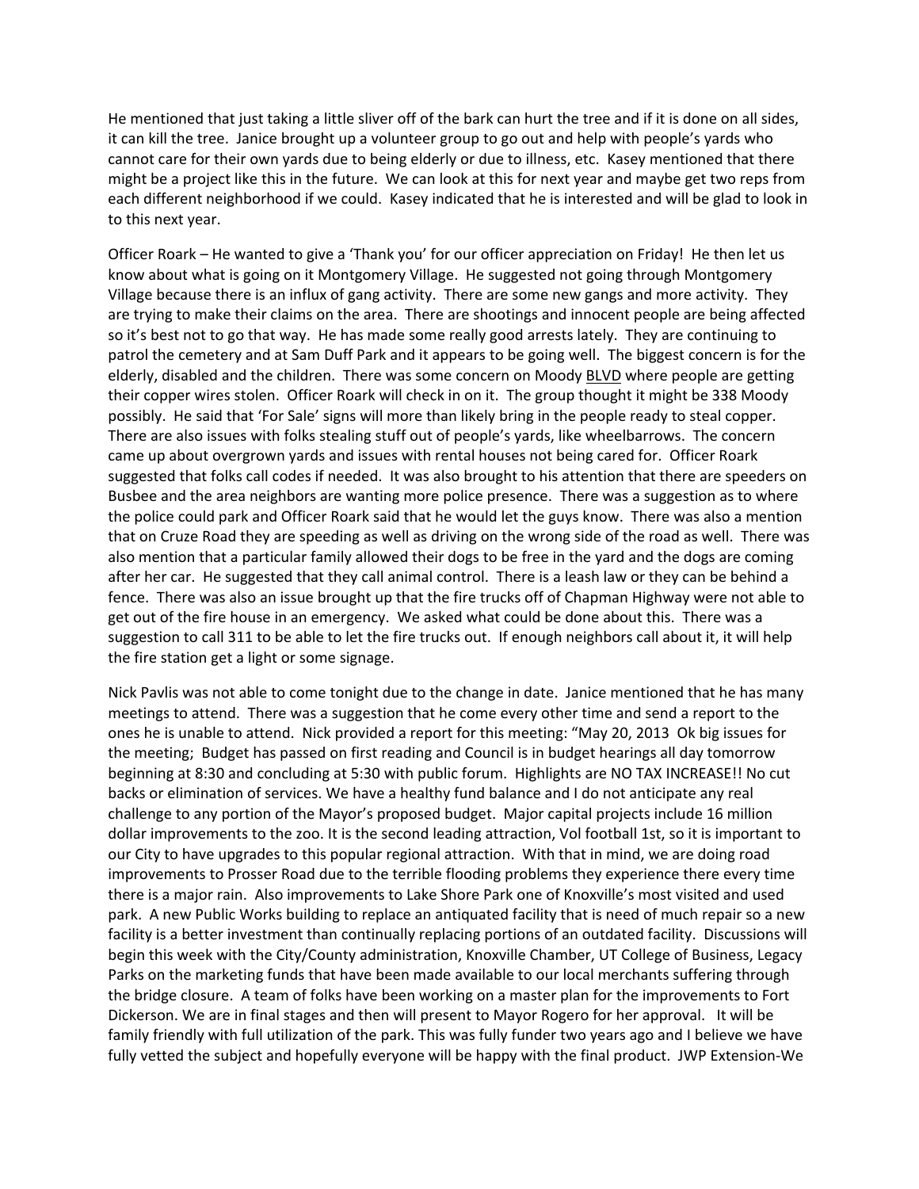He mentioned that just taking a little sliver off of the bark can hurt the tree and if it is done on all sides, it can kill the tree. Janice brought up a volunteer group to go out and help with people's yards who cannot care for their own yards due to being elderly or due to illness, etc. Kasey mentioned that there might be a project like this in the future. We can look at this for next year and maybe get two reps from each different neighborhood if we could. Kasey indicated that he is interested and will be glad to look in to this next year.

Officer Roark – He wanted to give a 'Thank you' for our officer appreciation on Friday! He then let us know about what is going on it Montgomery Village. He suggested not going through Montgomery Village because there is an influx of gang activity. There are some new gangs and more activity. They are trying to make their claims on the area. There are shootings and innocent people are being affected so it's best not to go that way. He has made some really good arrests lately. They are continuing to patrol the cemetery and at Sam Duff Park and it appears to be going well. The biggest concern is for the elderly, disabled and the children. There was some concern on Moody BLVD where people are getting their copper wires stolen. Officer Roark will check in on it. The group thought it might be 338 Moody possibly. He said that 'For Sale' signs will more than likely bring in the people ready to steal copper. There are also issues with folks stealing stuff out of people's yards, like wheelbarrows. The concern came up about overgrown yards and issues with rental houses not being cared for. Officer Roark suggested that folks call codes if needed. It was also brought to his attention that there are speeders on Busbee and the area neighbors are wanting more police presence. There was a suggestion as to where the police could park and Officer Roark said that he would let the guys know. There was also a mention that on Cruze Road they are speeding as well as driving on the wrong side of the road as well. There was also mention that a particular family allowed their dogs to be free in the yard and the dogs are coming after her car. He suggested that they call animal control. There is a leash law or they can be behind a fence. There was also an issue brought up that the fire trucks off of Chapman Highway were not able to get out of the fire house in an emergency. We asked what could be done about this. There was a suggestion to call 311 to be able to let the fire trucks out. If enough neighbors call about it, it will help the fire station get a light or some signage.

Nick Pavlis was not able to come tonight due to the change in date. Janice mentioned that he has many meetings to attend. There was a suggestion that he come every other time and send a report to the ones he is unable to attend. Nick provided a report for this meeting: "May 20, 2013 Ok big issues for the meeting; Budget has passed on first reading and Council is in budget hearings all day tomorrow beginning at 8:30 and concluding at 5:30 with public forum. Highlights are NO TAX INCREASE!! No cut backs or elimination of services. We have a healthy fund balance and I do not anticipate any real challenge to any portion of the Mayor's proposed budget. Major capital projects include 16 million dollar improvements to the zoo. It is the second leading attraction, Vol football 1st, so it is important to our City to have upgrades to this popular regional attraction. With that in mind, we are doing road improvements to Prosser Road due to the terrible flooding problems they experience there every time there is a major rain. Also improvements to Lake Shore Park one of Knoxville's most visited and used park. A new Public Works building to replace an antiquated facility that is need of much repair so a new facility is a better investment than continually replacing portions of an outdated facility. Discussions will begin this week with the City/County administration, Knoxville Chamber, UT College of Business, Legacy Parks on the marketing funds that have been made available to our local merchants suffering through the bridge closure. A team of folks have been working on a master plan for the improvements to Fort Dickerson. We are in final stages and then will present to Mayor Rogero for her approval. It will be family friendly with full utilization of the park. This was fully funder two years ago and I believe we have fully vetted the subject and hopefully everyone will be happy with the final product. JWP Extension-We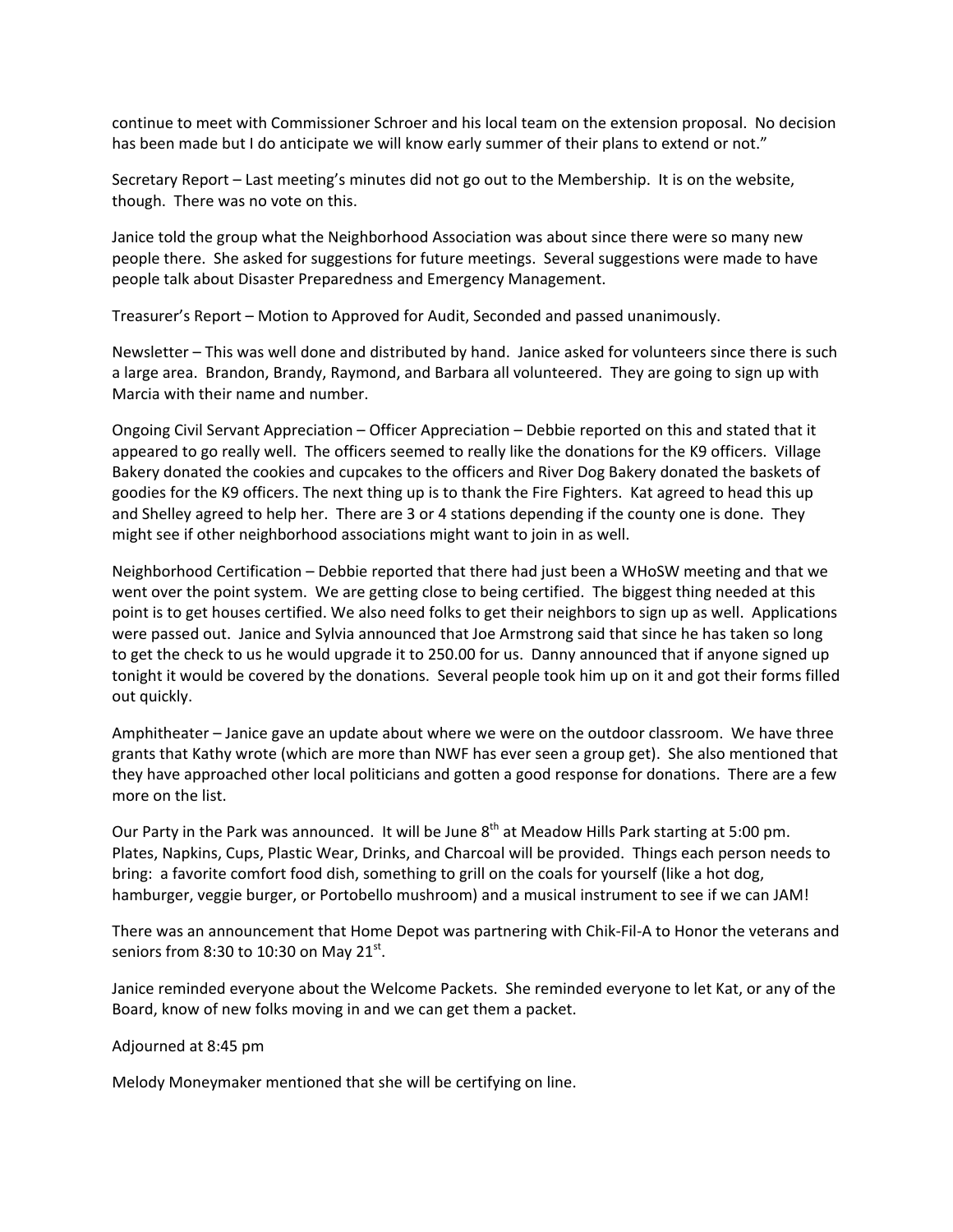continue to meet with Commissioner Schroer and his local team on the extension proposal. No decision has been made but I do anticipate we will know early summer of their plans to extend or not."

Secretary Report – Last meeting's minutes did not go out to the Membership. It is on the website, though. There was no vote on this.

Janice told the group what the Neighborhood Association was about since there were so many new people there. She asked for suggestions for future meetings. Several suggestions were made to have people talk about Disaster Preparedness and Emergency Management.

Treasurer's Report – Motion to Approved for Audit, Seconded and passed unanimously.

Newsletter – This was well done and distributed by hand. Janice asked for volunteers since there is such a large area. Brandon, Brandy, Raymond, and Barbara all volunteered. They are going to sign up with Marcia with their name and number.

Ongoing Civil Servant Appreciation – Officer Appreciation – Debbie reported on this and stated that it appeared to go really well. The officers seemed to really like the donations for the K9 officers. Village Bakery donated the cookies and cupcakes to the officers and River Dog Bakery donated the baskets of goodies for the K9 officers. The next thing up is to thank the Fire Fighters. Kat agreed to head this up and Shelley agreed to help her. There are 3 or 4 stations depending if the county one is done. They might see if other neighborhood associations might want to join in as well.

Neighborhood Certification – Debbie reported that there had just been a WHoSW meeting and that we went over the point system. We are getting close to being certified. The biggest thing needed at this point is to get houses certified. We also need folks to get their neighbors to sign up as well. Applications were passed out. Janice and Sylvia announced that Joe Armstrong said that since he has taken so long to get the check to us he would upgrade it to 250.00 for us. Danny announced that if anyone signed up tonight it would be covered by the donations. Several people took him up on it and got their forms filled out quickly.

Amphitheater – Janice gave an update about where we were on the outdoor classroom. We have three grants that Kathy wrote (which are more than NWF has ever seen a group get). She also mentioned that they have approached other local politicians and gotten a good response for donations. There are a few more on the list.

Our Party in the Park was announced. It will be June 8th at Meadow Hills Park starting at 5:00 pm. Plates, Napkins, Cups, Plastic Wear, Drinks, and Charcoal will be provided. Things each person needs to bring: a favorite comfort food dish, something to grill on the coals for yourself (like a hot dog, hamburger, veggie burger, or Portobello mushroom) and a musical instrument to see if we can JAM!

There was an announcement that Home Depot was partnering with Chik-Fil-A to Honor the veterans and seniors from 8:30 to 10:30 on May 21st.

Janice reminded everyone about the Welcome Packets. She reminded everyone to let Kat, or any of the Board, know of new folks moving in and we can get them a packet.

Adjourned at 8:45 pm

Melody Moneymaker mentioned that she will be certifying on line.